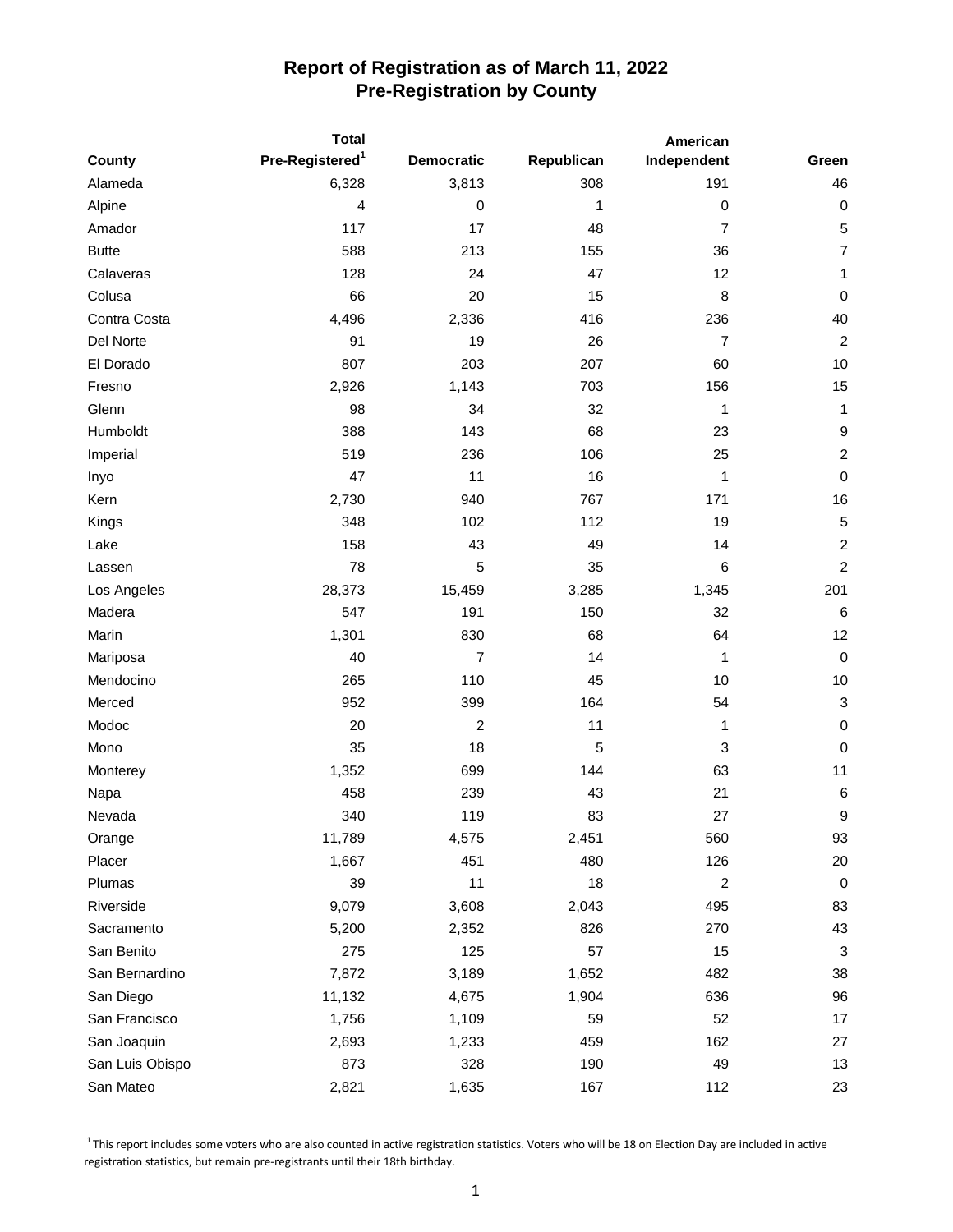# Report of Registration as of March 11, 2022
## Pre-Registration by County

| County | Total Pre-Registered[1] | Democratic | Republican | American Independent | Green |
|---|---|---|---|---|---|
| Alameda | 6,328 | 3,813 | 308 | 191 | 46 |
| Alpine | 4 | 0 | 1 | 0 | 0 |
| Amador | 117 | 17 | 48 | 7 | 5 |
| Butte | 588 | 213 | 155 | 36 | 7 |
| Calaveras | 128 | 24 | 47 | 12 | 1 |
| Colusa | 66 | 20 | 15 | 8 | 0 |
| Contra Costa | 4,496 | 2,336 | 416 | 236 | 40 |
| Del Norte | 91 | 19 | 26 | 7 | 2 |
| El Dorado | 807 | 203 | 207 | 60 | 10 |
| Fresno | 2,926 | 1,143 | 703 | 156 | 15 |
| Glenn | 98 | 34 | 32 | 1 | 1 |
| Humboldt | 388 | 143 | 68 | 23 | 9 |
| Imperial | 519 | 236 | 106 | 25 | 2 |
| Inyo | 47 | 11 | 16 | 1 | 0 |
| Kern | 2,730 | 940 | 767 | 171 | 16 |
| Kings | 348 | 102 | 112 | 19 | 5 |
| Lake | 158 | 43 | 49 | 14 | 2 |
| Lassen | 78 | 5 | 35 | 6 | 2 |
| Los Angeles | 28,373 | 15,459 | 3,285 | 1,345 | 201 |
| Madera | 547 | 191 | 150 | 32 | 6 |
| Marin | 1,301 | 830 | 68 | 64 | 12 |
| Mariposa | 40 | 7 | 14 | 1 | 0 |
| Mendocino | 265 | 110 | 45 | 10 | 10 |
| Merced | 952 | 399 | 164 | 54 | 3 |
| Modoc | 20 | 2 | 11 | 1 | 0 |
| Mono | 35 | 18 | 5 | 3 | 0 |
| Monterey | 1,352 | 699 | 144 | 63 | 11 |
| Napa | 458 | 239 | 43 | 21 | 6 |
| Nevada | 340 | 119 | 83 | 27 | 9 |
| Orange | 11,789 | 4,575 | 2,451 | 560 | 93 |
| Placer | 1,667 | 451 | 480 | 126 | 20 |
| Plumas | 39 | 11 | 18 | 2 | 0 |
| Riverside | 9,079 | 3,608 | 2,043 | 495 | 83 |
| Sacramento | 5,200 | 2,352 | 826 | 270 | 43 |
| San Benito | 275 | 125 | 57 | 15 | 3 |
| San Bernardino | 7,872 | 3,189 | 1,652 | 482 | 38 |
| San Diego | 11,132 | 4,675 | 1,904 | 636 | 96 |
| San Francisco | 1,756 | 1,109 | 59 | 52 | 17 |
| San Joaquin | 2,693 | 1,233 | 459 | 162 | 27 |
| San Luis Obispo | 873 | 328 | 190 | 49 | 13 |
| San Mateo | 2,821 | 1,635 | 167 | 112 | 23 |

[1] This report includes some voters who are also counted in active registration statistics. Voters who will be 18 on Election Day are included in active registration statistics, but remain pre-registrants until their 18th birthday.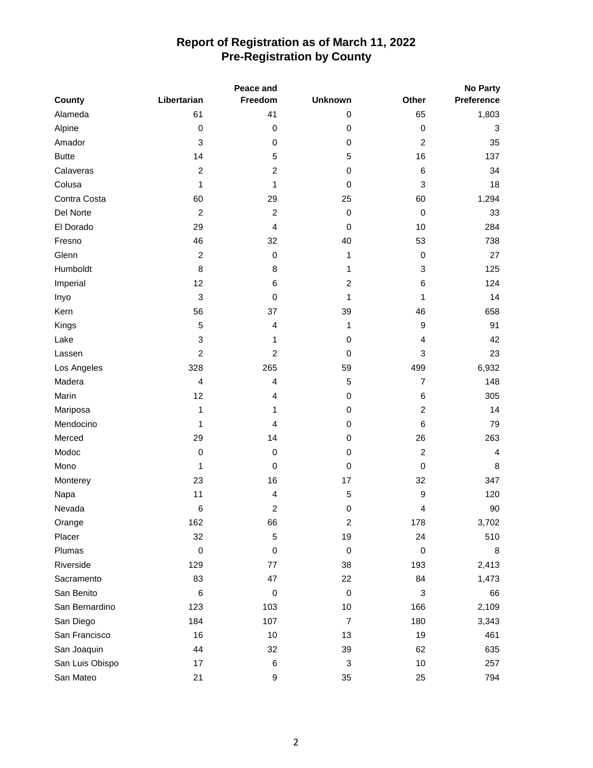# Report of Registration as of March 11, 2022
## Pre-Registration by County

| County | Libertarian | Peace and Freedom | Unknown | Other | No Party Preference |
|---|---|---|---|---|---|
| Alameda | 61 | 41 | 0 | 65 | 1,803 |
| Alpine | 0 | 0 | 0 | 0 | 3 |
| Amador | 3 | 0 | 0 | 2 | 35 |
| Butte | 14 | 5 | 5 | 16 | 137 |
| Calaveras | 2 | 2 | 0 | 6 | 34 |
| Colusa | 1 | 1 | 0 | 3 | 18 |
| Contra Costa | 60 | 29 | 25 | 60 | 1,294 |
| Del Norte | 2 | 2 | 0 | 0 | 33 |
| El Dorado | 29 | 4 | 0 | 10 | 284 |
| Fresno | 46 | 32 | 40 | 53 | 738 |
| Glenn | 2 | 0 | 1 | 0 | 27 |
| Humboldt | 8 | 8 | 1 | 3 | 125 |
| Imperial | 12 | 6 | 2 | 6 | 124 |
| Inyo | 3 | 0 | 1 | 1 | 14 |
| Kern | 56 | 37 | 39 | 46 | 658 |
| Kings | 5 | 4 | 1 | 9 | 91 |
| Lake | 3 | 1 | 0 | 4 | 42 |
| Lassen | 2 | 2 | 0 | 3 | 23 |
| Los Angeles | 328 | 265 | 59 | 499 | 6,932 |
| Madera | 4 | 4 | 5 | 7 | 148 |
| Marin | 12 | 4 | 0 | 6 | 305 |
| Mariposa | 1 | 1 | 0 | 2 | 14 |
| Mendocino | 1 | 4 | 0 | 6 | 79 |
| Merced | 29 | 14 | 0 | 26 | 263 |
| Modoc | 0 | 0 | 0 | 2 | 4 |
| Mono | 1 | 0 | 0 | 0 | 8 |
| Monterey | 23 | 16 | 17 | 32 | 347 |
| Napa | 11 | 4 | 5 | 9 | 120 |
| Nevada | 6 | 2 | 0 | 4 | 90 |
| Orange | 162 | 66 | 2 | 178 | 3,702 |
| Placer | 32 | 5 | 19 | 24 | 510 |
| Plumas | 0 | 0 | 0 | 0 | 8 |
| Riverside | 129 | 77 | 38 | 193 | 2,413 |
| Sacramento | 83 | 47 | 22 | 84 | 1,473 |
| San Benito | 6 | 0 | 0 | 3 | 66 |
| San Bernardino | 123 | 103 | 10 | 166 | 2,109 |
| San Diego | 184 | 107 | 7 | 180 | 3,343 |
| San Francisco | 16 | 10 | 13 | 19 | 461 |
| San Joaquin | 44 | 32 | 39 | 62 | 635 |
| San Luis Obispo | 17 | 6 | 3 | 10 | 257 |
| San Mateo | 21 | 9 | 35 | 25 | 794 |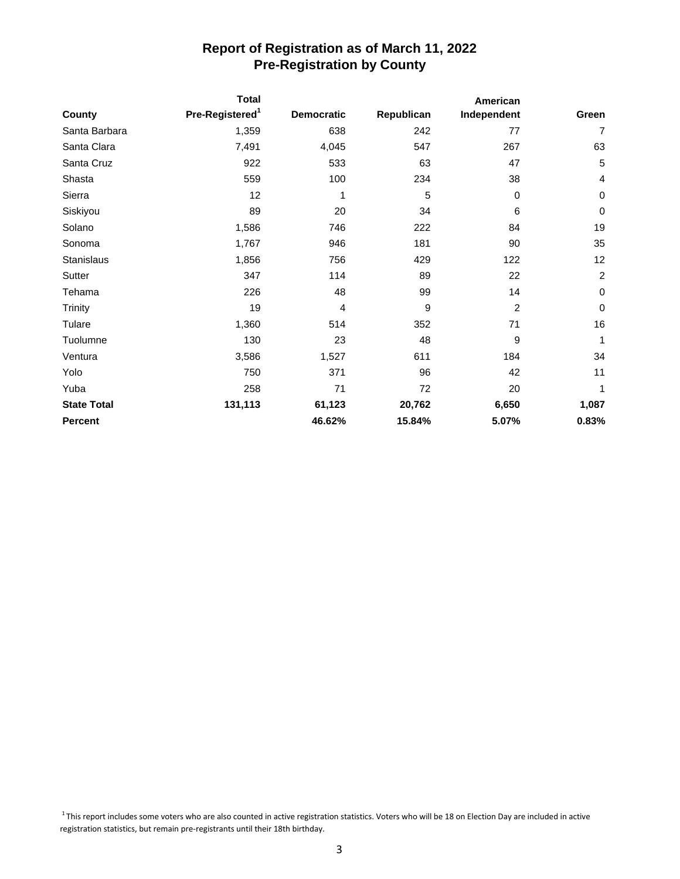# Report of Registration as of March 11, 2022
## Pre-Registration by County

| County | Total Pre-Registered[1] | Democratic | Republican | American Independent | Green |
|---|---|---|---|---|---|
| Santa Barbara | 1,359 | 638 | 242 | 77 | 7 |
| Santa Clara | 7,491 | 4,045 | 547 | 267 | 63 |
| Santa Cruz | 922 | 533 | 63 | 47 | 5 |
| Shasta | 559 | 100 | 234 | 38 | 4 |
| Sierra | 12 | 1 | 5 | 0 | 0 |
| Siskiyou | 89 | 20 | 34 | 6 | 0 |
| Solano | 1,586 | 746 | 222 | 84 | 19 |
| Sonoma | 1,767 | 946 | 181 | 90 | 35 |
| Stanislaus | 1,856 | 756 | 429 | 122 | 12 |
| Sutter | 347 | 114 | 89 | 22 | 2 |
| Tehama | 226 | 48 | 99 | 14 | 0 |
| Trinity | 19 | 4 | 9 | 2 | 0 |
| Tulare | 1,360 | 514 | 352 | 71 | 16 |
| Tuolumne | 130 | 23 | 48 | 9 | 1 |
| Ventura | 3,586 | 1,527 | 611 | 184 | 34 |
| Yolo | 750 | 371 | 96 | 42 | 11 |
| Yuba | 258 | 71 | 72 | 20 | 1 |
| **State Total** | **131,113** | **61,123** | **20,762** | **6,650** | **1,087** |
| **Percent** | | **46.62%** | **15.84%** | **5.07%** | **0.83%** |

[1] This report includes some voters who are also counted in active registration statistics. Voters who will be 18 on Election Day are included in active registration statistics, but remain pre-registrants until their 18th birthday.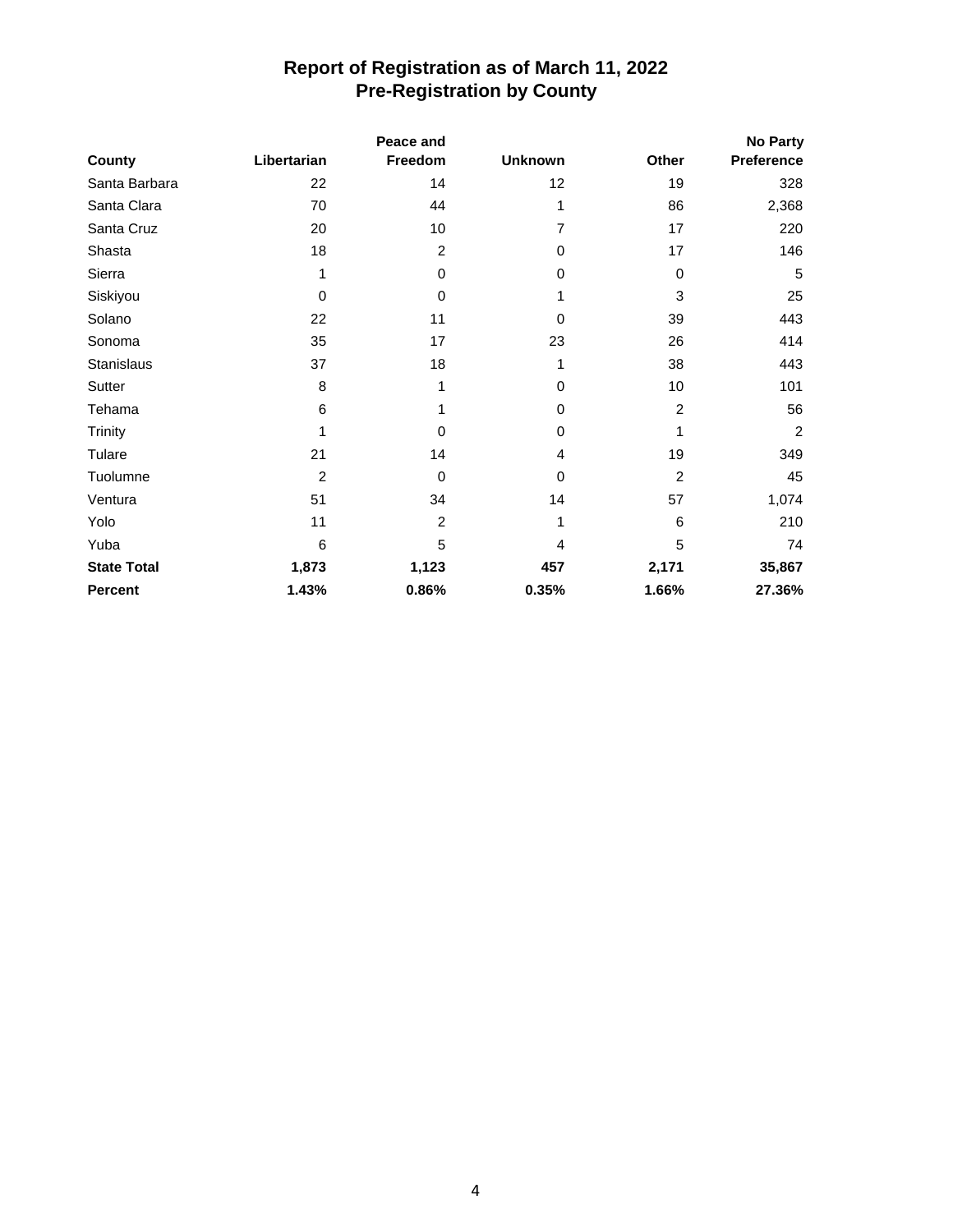# Report of Registration as of March 11, 2022
## Pre-Registration by County

| County | Libertarian | Peace and Freedom | Unknown | Other | No Party Preference |
|---|---|---|---|---|---|
| Santa Barbara | 22 | 14 | 12 | 19 | 328 |
| Santa Clara | 70 | 44 | 1 | 86 | 2,368 |
| Santa Cruz | 20 | 10 | 7 | 17 | 220 |
| Shasta | 18 | 2 | 0 | 17 | 146 |
| Sierra | 1 | 0 | 0 | 0 | 5 |
| Siskiyou | 0 | 0 | 1 | 3 | 25 |
| Solano | 22 | 11 | 0 | 39 | 443 |
| Sonoma | 35 | 17 | 23 | 26 | 414 |
| Stanislaus | 37 | 18 | 1 | 38 | 443 |
| Sutter | 8 | 1 | 0 | 10 | 101 |
| Tehama | 6 | 1 | 0 | 2 | 56 |
| Trinity | 1 | 0 | 0 | 1 | 2 |
| Tulare | 21 | 14 | 4 | 19 | 349 |
| Tuolumne | 2 | 0 | 0 | 2 | 45 |
| Ventura | 51 | 34 | 14 | 57 | 1,074 |
| Yolo | 11 | 2 | 1 | 6 | 210 |
| Yuba | 6 | 5 | 4 | 5 | 74 |
| **State Total** | **1,873** | **1,123** | **457** | **2,171** | **35,867** |
| **Percent** | **1.43%** | **0.86%** | **0.35%** | **1.66%** | **27.36%** |